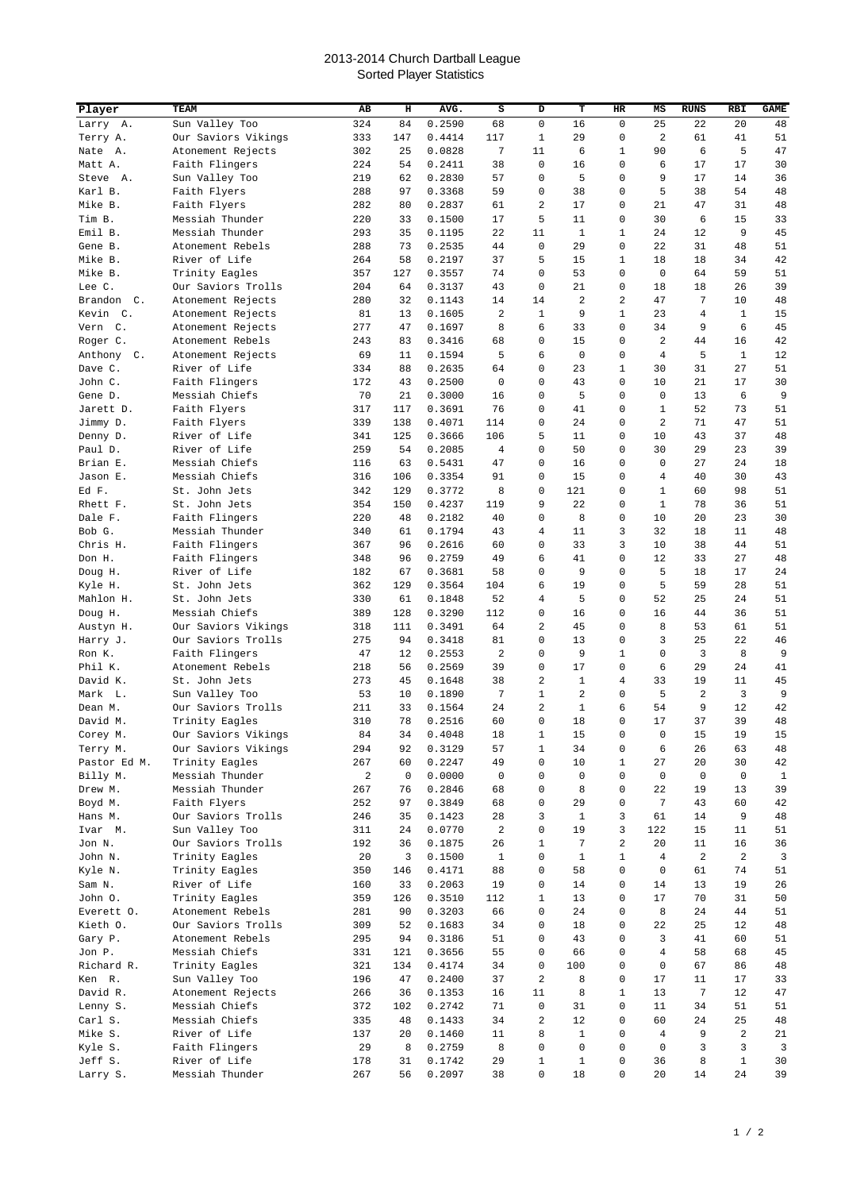# 2013-2014 Church Dartball League
## Sorted Player Statistics

| Player | TEAM | AB | H | AVG. | S | D | T | HR | MS | RUNS | RBI | GAME |
|---|---|---|---|---|---|---|---|---|---|---|---|---|
| Larry A. | Sun Valley Too | 324 | 84 | 0.2590 | 68 | 0 | 16 | 0 | 25 | 22 | 20 | 48 |
| Terry A. | Our Saviors Vikings | 333 | 147 | 0.4414 | 117 | 1 | 29 | 0 | 2 | 61 | 41 | 51 |
| Nate A. | Atonement Rejects | 302 | 25 | 0.0828 | 7 | 11 | 6 | 1 | 90 | 6 | 5 | 47 |
| Matt A. | Faith Flingers | 224 | 54 | 0.2411 | 38 | 0 | 16 | 0 | 6 | 17 | 17 | 30 |
| Steve A. | Sun Valley Too | 219 | 62 | 0.2830 | 57 | 0 | 5 | 0 | 9 | 17 | 14 | 36 |
| Karl B. | Faith Flyers | 288 | 97 | 0.3368 | 59 | 0 | 38 | 0 | 5 | 38 | 54 | 48 |
| Mike B. | Faith Flyers | 282 | 80 | 0.2837 | 61 | 2 | 17 | 0 | 21 | 47 | 31 | 48 |
| Tim B. | Messiah Thunder | 220 | 33 | 0.1500 | 17 | 5 | 11 | 0 | 30 | 6 | 15 | 33 |
| Emil B. | Messiah Thunder | 293 | 35 | 0.1195 | 22 | 11 | 1 | 1 | 24 | 12 | 9 | 45 |
| Gene B. | Atonement Rebels | 288 | 73 | 0.2535 | 44 | 0 | 29 | 0 | 22 | 31 | 48 | 51 |
| Mike B. | River of Life | 264 | 58 | 0.2197 | 37 | 5 | 15 | 1 | 18 | 18 | 34 | 42 |
| Mike B. | Trinity Eagles | 357 | 127 | 0.3557 | 74 | 0 | 53 | 0 | 0 | 64 | 59 | 51 |
| Lee C. | Our Saviors Trolls | 204 | 64 | 0.3137 | 43 | 0 | 21 | 0 | 18 | 18 | 26 | 39 |
| Brandon C. | Atonement Rejects | 280 | 32 | 0.1143 | 14 | 14 | 2 | 2 | 47 | 7 | 10 | 48 |
| Kevin C. | Atonement Rejects | 81 | 13 | 0.1605 | 2 | 1 | 9 | 1 | 23 | 4 | 1 | 15 |
| Vern C. | Atonement Rejects | 277 | 47 | 0.1697 | 8 | 6 | 33 | 0 | 34 | 9 | 6 | 45 |
| Roger C. | Atonement Rebels | 243 | 83 | 0.3416 | 68 | 0 | 15 | 0 | 2 | 44 | 16 | 42 |
| Anthony C. | Atonement Rejects | 69 | 11 | 0.1594 | 5 | 6 | 0 | 0 | 4 | 5 | 1 | 12 |
| Dave C. | River of Life | 334 | 88 | 0.2635 | 64 | 0 | 23 | 1 | 30 | 31 | 27 | 51 |
| John C. | Faith Flingers | 172 | 43 | 0.2500 | 0 | 0 | 43 | 0 | 10 | 21 | 17 | 30 |
| Gene D. | Messiah Chiefs | 70 | 21 | 0.3000 | 16 | 0 | 5 | 0 | 0 | 13 | 6 | 9 |
| Jarett D. | Faith Flyers | 317 | 117 | 0.3691 | 76 | 0 | 41 | 0 | 1 | 52 | 73 | 51 |
| Jimmy D. | Faith Flyers | 339 | 138 | 0.4071 | 114 | 0 | 24 | 0 | 2 | 71 | 47 | 51 |
| Denny D. | River of Life | 341 | 125 | 0.3666 | 106 | 5 | 11 | 0 | 10 | 43 | 37 | 48 |
| Paul D. | River of Life | 259 | 54 | 0.2085 | 4 | 0 | 50 | 0 | 30 | 29 | 23 | 39 |
| Brian E. | Messiah Chiefs | 116 | 63 | 0.5431 | 47 | 0 | 16 | 0 | 0 | 27 | 24 | 18 |
| Jason E. | Messiah Chiefs | 316 | 106 | 0.3354 | 91 | 0 | 15 | 0 | 4 | 40 | 30 | 43 |
| Ed F. | St. John Jets | 342 | 129 | 0.3772 | 8 | 0 | 121 | 0 | 1 | 60 | 98 | 51 |
| Rhett F. | St. John Jets | 354 | 150 | 0.4237 | 119 | 9 | 22 | 0 | 1 | 78 | 36 | 51 |
| Dale F. | Faith Flingers | 220 | 48 | 0.2182 | 40 | 0 | 8 | 0 | 10 | 20 | 23 | 30 |
| Bob G. | Messiah Thunder | 340 | 61 | 0.1794 | 43 | 4 | 11 | 3 | 32 | 18 | 11 | 48 |
| Chris H. | Faith Flingers | 367 | 96 | 0.2616 | 60 | 0 | 33 | 3 | 10 | 38 | 44 | 51 |
| Don H. | Faith Flingers | 348 | 96 | 0.2759 | 49 | 6 | 41 | 0 | 12 | 33 | 27 | 48 |
| Doug H. | River of Life | 182 | 67 | 0.3681 | 58 | 0 | 9 | 0 | 5 | 18 | 17 | 24 |
| Kyle H. | St. John Jets | 362 | 129 | 0.3564 | 104 | 6 | 19 | 0 | 5 | 59 | 28 | 51 |
| Mahlon H. | St. John Jets | 330 | 61 | 0.1848 | 52 | 4 | 5 | 0 | 52 | 25 | 24 | 51 |
| Doug H. | Messiah Chiefs | 389 | 128 | 0.3290 | 112 | 0 | 16 | 0 | 16 | 44 | 36 | 51 |
| Austyn H. | Our Saviors Vikings | 318 | 111 | 0.3491 | 64 | 2 | 45 | 0 | 8 | 53 | 61 | 51 |
| Harry J. | Our Saviors Trolls | 275 | 94 | 0.3418 | 81 | 0 | 13 | 0 | 3 | 25 | 22 | 46 |
| Ron K. | Faith Flingers | 47 | 12 | 0.2553 | 2 | 0 | 9 | 1 | 0 | 3 | 8 | 9 |
| Phil K. | Atonement Rebels | 218 | 56 | 0.2569 | 39 | 0 | 17 | 0 | 6 | 29 | 24 | 41 |
| David K. | St. John Jets | 273 | 45 | 0.1648 | 38 | 2 | 1 | 4 | 33 | 19 | 11 | 45 |
| Mark L. | Sun Valley Too | 53 | 10 | 0.1890 | 7 | 1 | 2 | 0 | 5 | 2 | 3 | 9 |
| Dean M. | Our Saviors Trolls | 211 | 33 | 0.1564 | 24 | 2 | 1 | 6 | 54 | 9 | 12 | 42 |
| David M. | Trinity Eagles | 310 | 78 | 0.2516 | 60 | 0 | 18 | 0 | 17 | 37 | 39 | 48 |
| Corey M. | Our Saviors Vikings | 84 | 34 | 0.4048 | 18 | 1 | 15 | 0 | 0 | 15 | 19 | 15 |
| Terry M. | Our Saviors Vikings | 294 | 92 | 0.3129 | 57 | 1 | 34 | 0 | 6 | 26 | 63 | 48 |
| Pastor Ed M. | Trinity Eagles | 267 | 60 | 0.2247 | 49 | 0 | 10 | 1 | 27 | 20 | 30 | 42 |
| Billy M. | Messiah Thunder | 2 | 0 | 0.0000 | 0 | 0 | 0 | 0 | 0 | 0 | 0 | 1 |
| Drew M. | Messiah Thunder | 267 | 76 | 0.2846 | 68 | 0 | 8 | 0 | 22 | 19 | 13 | 39 |
| Boyd M. | Faith Flyers | 252 | 97 | 0.3849 | 68 | 0 | 29 | 0 | 7 | 43 | 60 | 42 |
| Hans M. | Our Saviors Trolls | 246 | 35 | 0.1423 | 28 | 3 | 1 | 3 | 61 | 14 | 9 | 48 |
| Ivar M. | Sun Valley Too | 311 | 24 | 0.0770 | 2 | 0 | 19 | 3 | 122 | 15 | 11 | 51 |
| Jon N. | Our Saviors Trolls | 192 | 36 | 0.1875 | 26 | 1 | 7 | 2 | 20 | 11 | 16 | 36 |
| John N. | Trinity Eagles | 20 | 3 | 0.1500 | 1 | 0 | 1 | 1 | 4 | 2 | 2 | 3 |
| Kyle N. | Trinity Eagles | 350 | 146 | 0.4171 | 88 | 0 | 58 | 0 | 0 | 61 | 74 | 51 |
| Sam N. | River of Life | 160 | 33 | 0.2063 | 19 | 0 | 14 | 0 | 14 | 13 | 19 | 26 |
| John O. | Trinity Eagles | 359 | 126 | 0.3510 | 112 | 1 | 13 | 0 | 17 | 70 | 31 | 50 |
| Everett O. | Atonement Rebels | 281 | 90 | 0.3203 | 66 | 0 | 24 | 0 | 8 | 24 | 44 | 51 |
| Kieth O. | Our Saviors Trolls | 309 | 52 | 0.1683 | 34 | 0 | 18 | 0 | 22 | 25 | 12 | 48 |
| Gary P. | Atonement Rebels | 295 | 94 | 0.3186 | 51 | 0 | 43 | 0 | 3 | 41 | 60 | 51 |
| Jon P. | Messiah Chiefs | 331 | 121 | 0.3656 | 55 | 0 | 66 | 0 | 4 | 58 | 68 | 45 |
| Richard R. | Trinity Eagles | 321 | 134 | 0.4174 | 34 | 0 | 100 | 0 | 0 | 67 | 86 | 48 |
| Ken R. | Sun Valley Too | 196 | 47 | 0.2400 | 37 | 2 | 8 | 0 | 17 | 11 | 17 | 33 |
| David R. | Atonement Rejects | 266 | 36 | 0.1353 | 16 | 11 | 8 | 1 | 13 | 7 | 12 | 47 |
| Lenny S. | Messiah Chiefs | 372 | 102 | 0.2742 | 71 | 0 | 31 | 0 | 11 | 34 | 51 | 51 |
| Carl S. | Messiah Chiefs | 335 | 48 | 0.1433 | 34 | 2 | 12 | 0 | 60 | 24 | 25 | 48 |
| Mike S. | River of Life | 137 | 20 | 0.1460 | 11 | 8 | 1 | 0 | 4 | 9 | 2 | 21 |
| Kyle S. | Faith Flingers | 29 | 8 | 0.2759 | 8 | 0 | 0 | 0 | 0 | 3 | 3 | 3 |
| Jeff S. | River of Life | 178 | 31 | 0.1742 | 29 | 1 | 1 | 0 | 36 | 8 | 1 | 30 |
| Larry S. | Messiah Thunder | 267 | 56 | 0.2097 | 38 | 0 | 18 | 0 | 20 | 14 | 24 | 39 |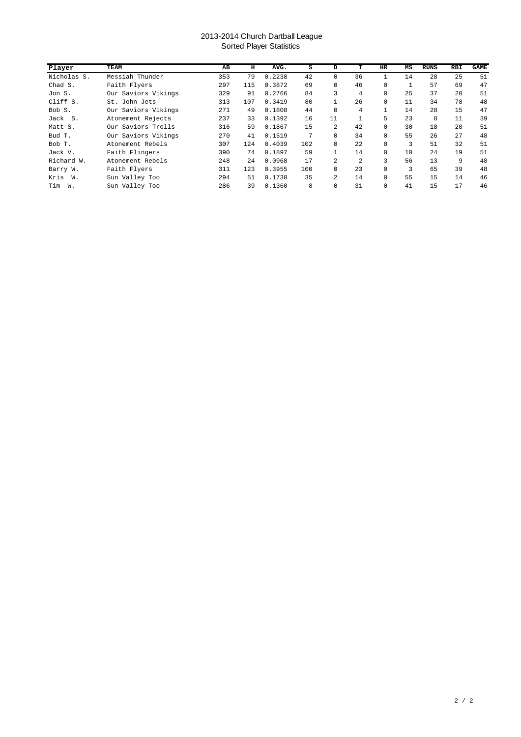2013-2014 Church Dartball League
Sorted Player Statistics

| Player | TEAM | AB | H | AVG. | S | D | T | HR | MS | RUNS | RBI | GAME |
|---|---|---|---|---|---|---|---|---|---|---|---|---|
| Nicholas S. | Messiah Thunder | 353 | 79 | 0.2238 | 42 | 0 | 36 | 1 | 14 | 28 | 25 | 51 |
| Chad S. | Faith Flyers | 297 | 115 | 0.3872 | 69 | 0 | 46 | 0 | 1 | 57 | 69 | 47 |
| Jon S. | Our Saviors Vikings | 329 | 91 | 0.2766 | 84 | 3 | 4 | 0 | 25 | 37 | 20 | 51 |
| Cliff S. | St. John Jets | 313 | 107 | 0.3419 | 80 | 1 | 26 | 0 | 11 | 34 | 78 | 48 |
| Bob S. | Our Saviors Vikings | 271 | 49 | 0.1808 | 44 | 0 | 4 | 1 | 14 | 28 | 15 | 47 |
| Jack S. | Atonement Rejects | 237 | 33 | 0.1392 | 16 | 11 | 1 | 5 | 23 | 8 | 11 | 39 |
| Matt S. | Our Saviors Trolls | 316 | 59 | 0.1867 | 15 | 2 | 42 | 0 | 30 | 18 | 20 | 51 |
| Bud T. | Our Saviors Vikings | 270 | 41 | 0.1519 | 7 | 0 | 34 | 0 | 55 | 26 | 27 | 48 |
| Bob T. | Atonement Rebels | 307 | 124 | 0.4039 | 102 | 0 | 22 | 0 | 3 | 51 | 32 | 51 |
| Jack V. | Faith Flingers | 390 | 74 | 0.1897 | 59 | 1 | 14 | 0 | 10 | 24 | 19 | 51 |
| Richard W. | Atonement Rebels | 248 | 24 | 0.0968 | 17 | 2 | 2 | 3 | 56 | 13 | 9 | 48 |
| Barry W. | Faith Flyers | 311 | 123 | 0.3955 | 100 | 0 | 23 | 0 | 3 | 65 | 39 | 48 |
| Kris W. | Sun Valley Too | 294 | 51 | 0.1730 | 35 | 2 | 14 | 0 | 55 | 15 | 14 | 46 |
| Tim W. | Sun Valley Too | 286 | 39 | 0.1360 | 8 | 0 | 31 | 0 | 41 | 15 | 17 | 46 |